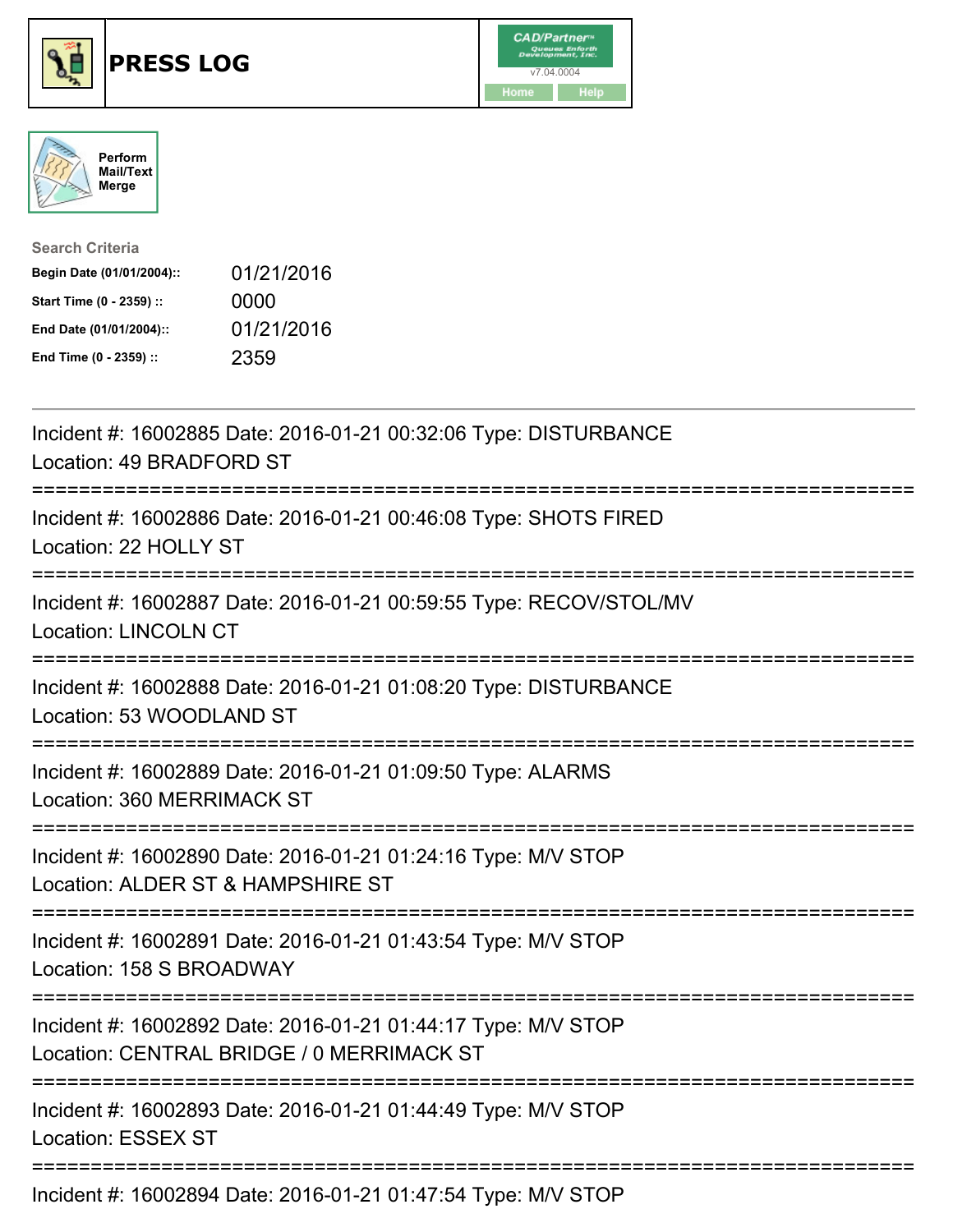# PRESS LOG

CAD/Partner™ v7.04.0004

Home Help

Perform Mail/Text Merge

**Search Criteria**

| | |
|---|---|
| **Begin Date (01/01/2004)::** | 01/21/2016 |
| **Start Time (0 - 2359) ::** | 0000 |
| **End Date (01/01/2004)::** | 01/21/2016 |
| **End Time (0 - 2359) ::** | 2359 |

Incident #: 16002885 Date: 2016-01-21 00:32:06 Type: DISTURBANCE
Location: 49 BRADFORD ST

===========================================================================

Incident #: 16002886 Date: 2016-01-21 00:46:08 Type: SHOTS FIRED
Location: 22 HOLLY ST

===========================================================================

Incident #: 16002887 Date: 2016-01-21 00:59:55 Type: RECOV/STOL/MV
Location: LINCOLN CT

===========================================================================

Incident #: 16002888 Date: 2016-01-21 01:08:20 Type: DISTURBANCE
Location: 53 WOODLAND ST

===========================================================================

Incident #: 16002889 Date: 2016-01-21 01:09:50 Type: ALARMS
Location: 360 MERRIMACK ST

===========================================================================

Incident #: 16002890 Date: 2016-01-21 01:24:16 Type: M/V STOP
Location: ALDER ST & HAMPSHIRE ST

===========================================================================

Incident #: 16002891 Date: 2016-01-21 01:43:54 Type: M/V STOP
Location: 158 S BROADWAY

===========================================================================

Incident #: 16002892 Date: 2016-01-21 01:44:17 Type: M/V STOP
Location: CENTRAL BRIDGE / 0 MERRIMACK ST

===========================================================================

Incident #: 16002893 Date: 2016-01-21 01:44:49 Type: M/V STOP
Location: ESSEX ST

===========================================================================

Incident #: 16002894 Date: 2016-01-21 01:47:54 Type: M/V STOP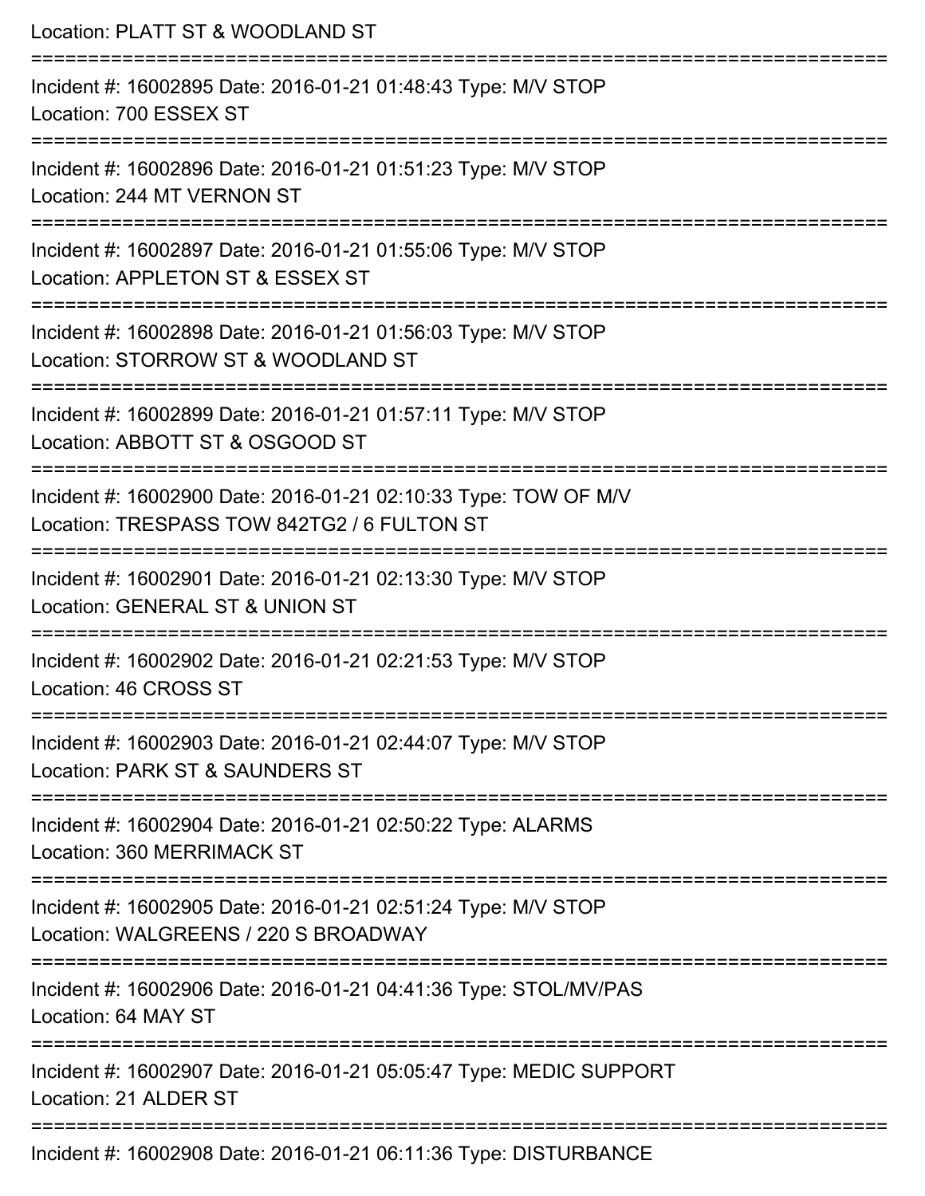Location: PLATT ST & WOODLAND ST

===========================================================================

Incident #: 16002895 Date: 2016-01-21 01:48:43 Type: M/V STOP
Location: 700 ESSEX ST

===========================================================================

Incident #: 16002896 Date: 2016-01-21 01:51:23 Type: M/V STOP
Location: 244 MT VERNON ST

===========================================================================

Incident #: 16002897 Date: 2016-01-21 01:55:06 Type: M/V STOP
Location: APPLETON ST & ESSEX ST

===========================================================================

Incident #: 16002898 Date: 2016-01-21 01:56:03 Type: M/V STOP
Location: STORROW ST & WOODLAND ST

===========================================================================

Incident #: 16002899 Date: 2016-01-21 01:57:11 Type: M/V STOP
Location: ABBOTT ST & OSGOOD ST

===========================================================================

Incident #: 16002900 Date: 2016-01-21 02:10:33 Type: TOW OF M/V
Location: TRESPASS TOW 842TG2 / 6 FULTON ST

===========================================================================

Incident #: 16002901 Date: 2016-01-21 02:13:30 Type: M/V STOP
Location: GENERAL ST & UNION ST

===========================================================================

Incident #: 16002902 Date: 2016-01-21 02:21:53 Type: M/V STOP
Location: 46 CROSS ST

===========================================================================

Incident #: 16002903 Date: 2016-01-21 02:44:07 Type: M/V STOP
Location: PARK ST & SAUNDERS ST

===========================================================================

Incident #: 16002904 Date: 2016-01-21 02:50:22 Type: ALARMS
Location: 360 MERRIMACK ST

===========================================================================

Incident #: 16002905 Date: 2016-01-21 02:51:24 Type: M/V STOP
Location: WALGREENS / 220 S BROADWAY

===========================================================================

Incident #: 16002906 Date: 2016-01-21 04:41:36 Type: STOL/MV/PAS
Location: 64 MAY ST

===========================================================================

Incident #: 16002907 Date: 2016-01-21 05:05:47 Type: MEDIC SUPPORT
Location: 21 ALDER ST

===========================================================================

Incident #: 16002908 Date: 2016-01-21 06:11:36 Type: DISTURBANCE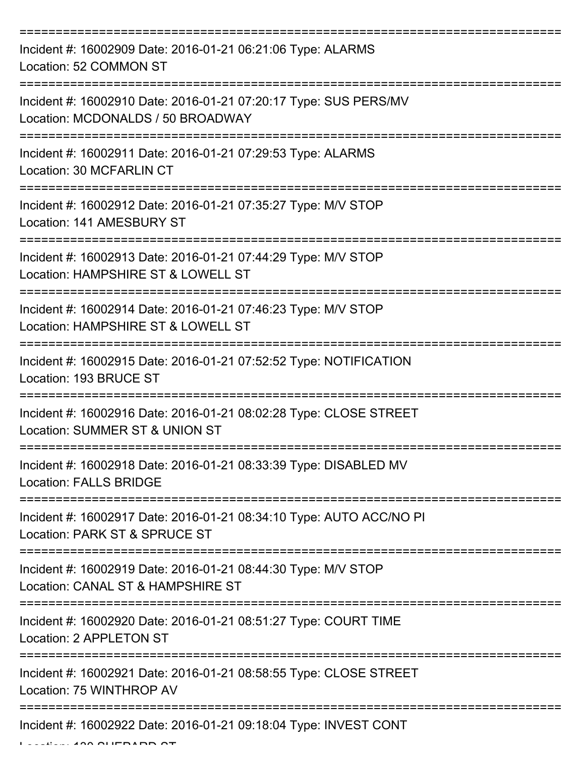===========================================================================

Incident #: 16002909 Date: 2016-01-21 06:21:06 Type: ALARMS
Location: 52 COMMON ST

===========================================================================

Incident #: 16002910 Date: 2016-01-21 07:20:17 Type: SUS PERS/MV
Location: MCDONALDS / 50 BROADWAY

===========================================================================

Incident #: 16002911 Date: 2016-01-21 07:29:53 Type: ALARMS
Location: 30 MCFARLIN CT

===========================================================================

Incident #: 16002912 Date: 2016-01-21 07:35:27 Type: M/V STOP
Location: 141 AMESBURY ST

===========================================================================

Incident #: 16002913 Date: 2016-01-21 07:44:29 Type: M/V STOP
Location: HAMPSHIRE ST & LOWELL ST

===========================================================================

Incident #: 16002914 Date: 2016-01-21 07:46:23 Type: M/V STOP
Location: HAMPSHIRE ST & LOWELL ST

===========================================================================

Incident #: 16002915 Date: 2016-01-21 07:52:52 Type: NOTIFICATION
Location: 193 BRUCE ST

===========================================================================

Incident #: 16002916 Date: 2016-01-21 08:02:28 Type: CLOSE STREET
Location: SUMMER ST & UNION ST

===========================================================================

Incident #: 16002918 Date: 2016-01-21 08:33:39 Type: DISABLED MV
Location: FALLS BRIDGE

===========================================================================

Incident #: 16002917 Date: 2016-01-21 08:34:10 Type: AUTO ACC/NO PI
Location: PARK ST & SPRUCE ST

===========================================================================

Incident #: 16002919 Date: 2016-01-21 08:44:30 Type: M/V STOP
Location: CANAL ST & HAMPSHIRE ST

===========================================================================

Incident #: 16002920 Date: 2016-01-21 08:51:27 Type: COURT TIME
Location: 2 APPLETON ST

===========================================================================

Incident #: 16002921 Date: 2016-01-21 08:58:55 Type: CLOSE STREET
Location: 75 WINTHROP AV

===========================================================================

Incident #: 16002922 Date: 2016-01-21 09:18:04 Type: INVEST CONT
Location: 130 SHEPARD ST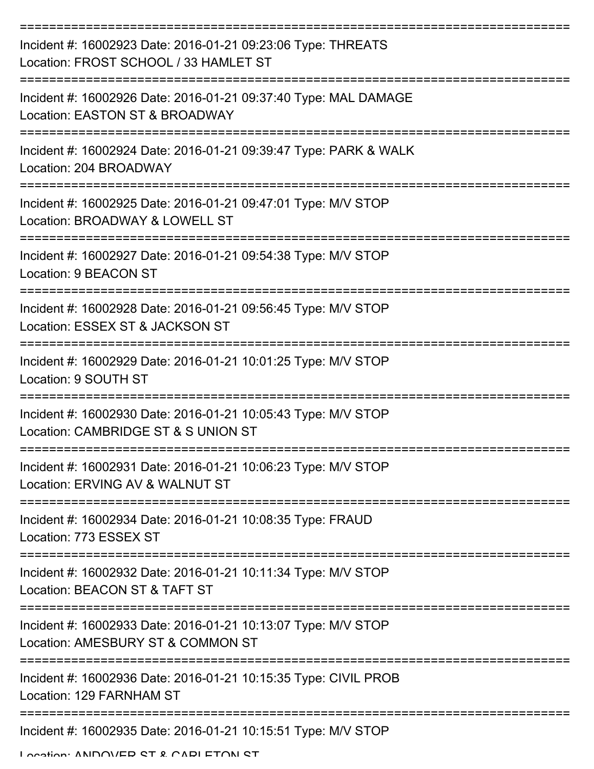===========================================================================

Incident #: 16002923 Date: 2016-01-21 09:23:06 Type: THREATS
Location: FROST SCHOOL / 33 HAMLET ST

===========================================================================

Incident #: 16002926 Date: 2016-01-21 09:37:40 Type: MAL DAMAGE
Location: EASTON ST & BROADWAY

===========================================================================

Incident #: 16002924 Date: 2016-01-21 09:39:47 Type: PARK & WALK
Location: 204 BROADWAY

===========================================================================

Incident #: 16002925 Date: 2016-01-21 09:47:01 Type: M/V STOP
Location: BROADWAY & LOWELL ST

===========================================================================

Incident #: 16002927 Date: 2016-01-21 09:54:38 Type: M/V STOP
Location: 9 BEACON ST

===========================================================================

Incident #: 16002928 Date: 2016-01-21 09:56:45 Type: M/V STOP
Location: ESSEX ST & JACKSON ST

===========================================================================

Incident #: 16002929 Date: 2016-01-21 10:01:25 Type: M/V STOP
Location: 9 SOUTH ST

===========================================================================

Incident #: 16002930 Date: 2016-01-21 10:05:43 Type: M/V STOP
Location: CAMBRIDGE ST & S UNION ST

===========================================================================

Incident #: 16002931 Date: 2016-01-21 10:06:23 Type: M/V STOP
Location: ERVING AV & WALNUT ST

===========================================================================

Incident #: 16002934 Date: 2016-01-21 10:08:35 Type: FRAUD
Location: 773 ESSEX ST

===========================================================================

Incident #: 16002932 Date: 2016-01-21 10:11:34 Type: M/V STOP
Location: BEACON ST & TAFT ST

===========================================================================

Incident #: 16002933 Date: 2016-01-21 10:13:07 Type: M/V STOP
Location: AMESBURY ST & COMMON ST

===========================================================================

Incident #: 16002936 Date: 2016-01-21 10:15:35 Type: CIVIL PROB
Location: 129 FARNHAM ST

===========================================================================

Incident #: 16002935 Date: 2016-01-21 10:15:51 Type: M/V STOP
Location: ANDOVER ST & CARLETON ST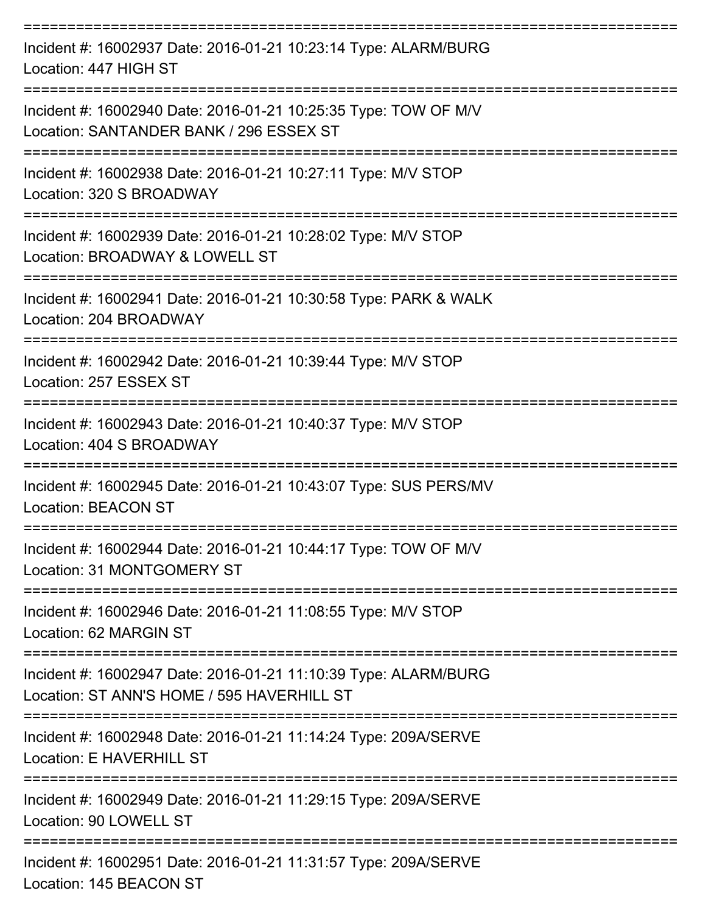===========================================================================

Incident #: 16002937 Date: 2016-01-21 10:23:14 Type: ALARM/BURG
Location: 447 HIGH ST

===========================================================================

Incident #: 16002940 Date: 2016-01-21 10:25:35 Type: TOW OF M/V
Location: SANTANDER BANK / 296 ESSEX ST

===========================================================================

Incident #: 16002938 Date: 2016-01-21 10:27:11 Type: M/V STOP
Location: 320 S BROADWAY

===========================================================================

Incident #: 16002939 Date: 2016-01-21 10:28:02 Type: M/V STOP
Location: BROADWAY & LOWELL ST

===========================================================================

Incident #: 16002941 Date: 2016-01-21 10:30:58 Type: PARK & WALK
Location: 204 BROADWAY

===========================================================================

Incident #: 16002942 Date: 2016-01-21 10:39:44 Type: M/V STOP
Location: 257 ESSEX ST

===========================================================================

Incident #: 16002943 Date: 2016-01-21 10:40:37 Type: M/V STOP
Location: 404 S BROADWAY

===========================================================================

Incident #: 16002945 Date: 2016-01-21 10:43:07 Type: SUS PERS/MV
Location: BEACON ST

===========================================================================

Incident #: 16002944 Date: 2016-01-21 10:44:17 Type: TOW OF M/V
Location: 31 MONTGOMERY ST

===========================================================================

Incident #: 16002946 Date: 2016-01-21 11:08:55 Type: M/V STOP
Location: 62 MARGIN ST

===========================================================================

Incident #: 16002947 Date: 2016-01-21 11:10:39 Type: ALARM/BURG
Location: ST ANN'S HOME / 595 HAVERHILL ST

===========================================================================

Incident #: 16002948 Date: 2016-01-21 11:14:24 Type: 209A/SERVE
Location: E HAVERHILL ST

===========================================================================

Incident #: 16002949 Date: 2016-01-21 11:29:15 Type: 209A/SERVE
Location: 90 LOWELL ST

===========================================================================

Incident #: 16002951 Date: 2016-01-21 11:31:57 Type: 209A/SERVE
Location: 145 BEACON ST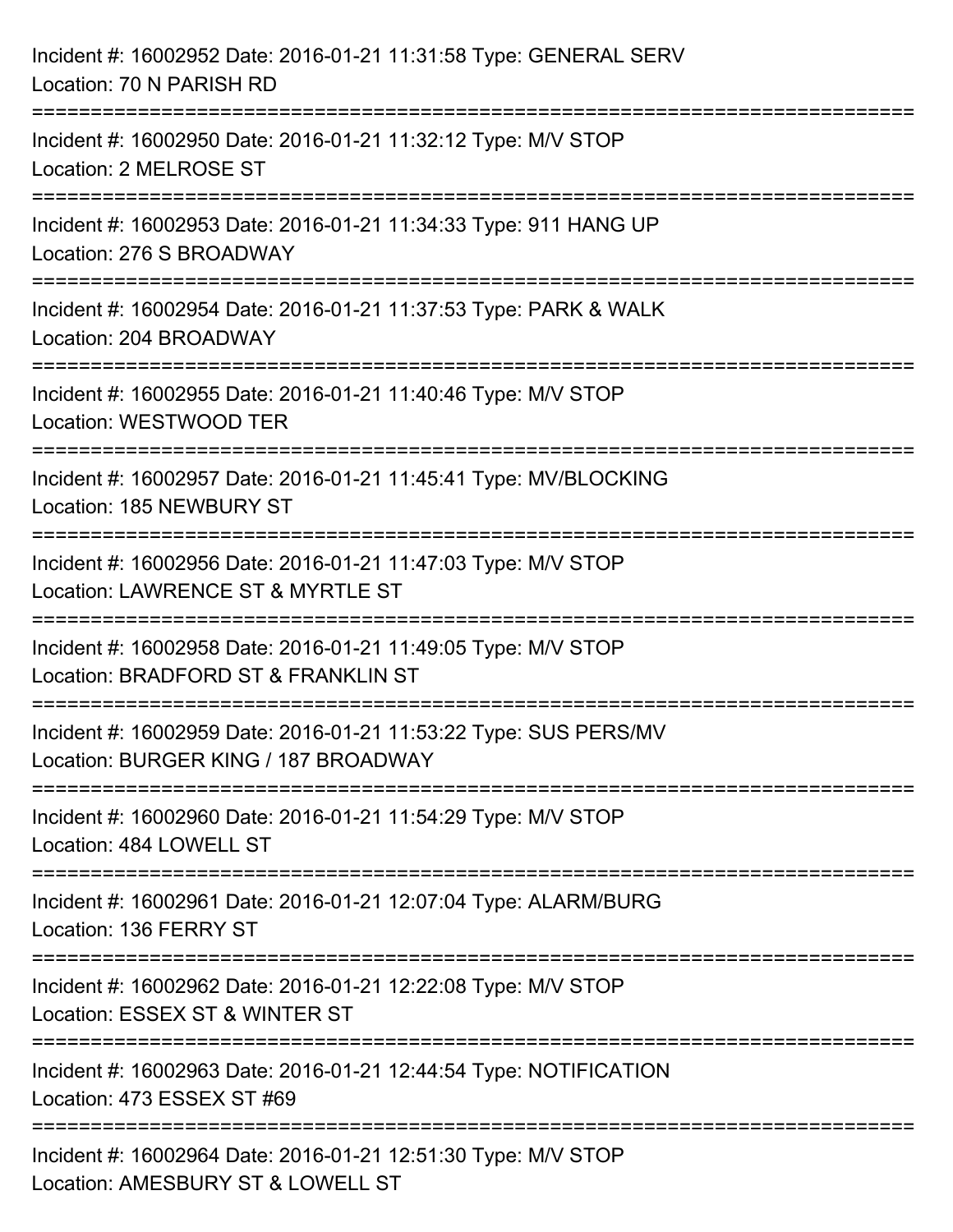Incident #: 16002952 Date: 2016-01-21 11:31:58 Type: GENERAL SERV
Location: 70 N PARISH RD

===========================================================================

Incident #: 16002950 Date: 2016-01-21 11:32:12 Type: M/V STOP
Location: 2 MELROSE ST

===========================================================================

Incident #: 16002953 Date: 2016-01-21 11:34:33 Type: 911 HANG UP
Location: 276 S BROADWAY

===========================================================================

Incident #: 16002954 Date: 2016-01-21 11:37:53 Type: PARK & WALK
Location: 204 BROADWAY

===========================================================================

Incident #: 16002955 Date: 2016-01-21 11:40:46 Type: M/V STOP
Location: WESTWOOD TER

===========================================================================

Incident #: 16002957 Date: 2016-01-21 11:45:41 Type: MV/BLOCKING
Location: 185 NEWBURY ST

===========================================================================

Incident #: 16002956 Date: 2016-01-21 11:47:03 Type: M/V STOP
Location: LAWRENCE ST & MYRTLE ST

===========================================================================

Incident #: 16002958 Date: 2016-01-21 11:49:05 Type: M/V STOP
Location: BRADFORD ST & FRANKLIN ST

===========================================================================

Incident #: 16002959 Date: 2016-01-21 11:53:22 Type: SUS PERS/MV
Location: BURGER KING / 187 BROADWAY

===========================================================================

Incident #: 16002960 Date: 2016-01-21 11:54:29 Type: M/V STOP
Location: 484 LOWELL ST

===========================================================================

Incident #: 16002961 Date: 2016-01-21 12:07:04 Type: ALARM/BURG
Location: 136 FERRY ST

===========================================================================

Incident #: 16002962 Date: 2016-01-21 12:22:08 Type: M/V STOP
Location: ESSEX ST & WINTER ST

===========================================================================

Incident #: 16002963 Date: 2016-01-21 12:44:54 Type: NOTIFICATION
Location: 473 ESSEX ST #69

===========================================================================

Incident #: 16002964 Date: 2016-01-21 12:51:30 Type: M/V STOP
Location: AMESBURY ST & LOWELL ST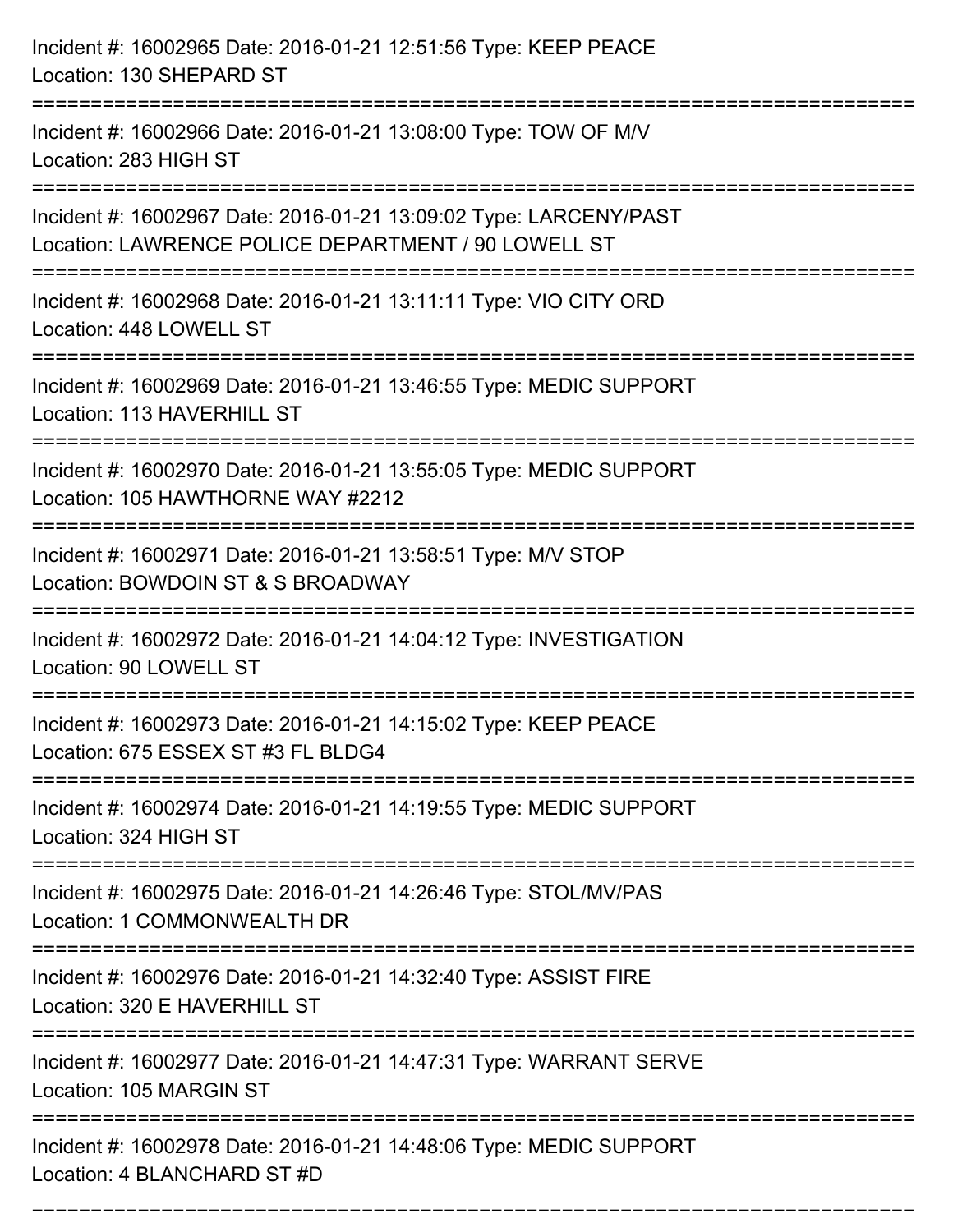Incident #: 16002965 Date: 2016-01-21 12:51:56 Type: KEEP PEACE
Location: 130 SHEPARD ST

===========================================================================

Incident #: 16002966 Date: 2016-01-21 13:08:00 Type: TOW OF M/V
Location: 283 HIGH ST

===========================================================================

Incident #: 16002967 Date: 2016-01-21 13:09:02 Type: LARCENY/PAST
Location: LAWRENCE POLICE DEPARTMENT / 90 LOWELL ST

===========================================================================

Incident #: 16002968 Date: 2016-01-21 13:11:11 Type: VIO CITY ORD
Location: 448 LOWELL ST

===========================================================================

Incident #: 16002969 Date: 2016-01-21 13:46:55 Type: MEDIC SUPPORT
Location: 113 HAVERHILL ST

===========================================================================

Incident #: 16002970 Date: 2016-01-21 13:55:05 Type: MEDIC SUPPORT
Location: 105 HAWTHORNE WAY #2212

===========================================================================

Incident #: 16002971 Date: 2016-01-21 13:58:51 Type: M/V STOP
Location: BOWDOIN ST & S BROADWAY

===========================================================================

Incident #: 16002972 Date: 2016-01-21 14:04:12 Type: INVESTIGATION
Location: 90 LOWELL ST

===========================================================================

Incident #: 16002973 Date: 2016-01-21 14:15:02 Type: KEEP PEACE
Location: 675 ESSEX ST #3 FL BLDG4

===========================================================================

Incident #: 16002974 Date: 2016-01-21 14:19:55 Type: MEDIC SUPPORT
Location: 324 HIGH ST

===========================================================================

Incident #: 16002975 Date: 2016-01-21 14:26:46 Type: STOL/MV/PAS
Location: 1 COMMONWEALTH DR

===========================================================================

Incident #: 16002976 Date: 2016-01-21 14:32:40 Type: ASSIST FIRE
Location: 320 E HAVERHILL ST

===========================================================================

Incident #: 16002977 Date: 2016-01-21 14:47:31 Type: WARRANT SERVE
Location: 105 MARGIN ST

===========================================================================

Incident #: 16002978 Date: 2016-01-21 14:48:06 Type: MEDIC SUPPORT
Location: 4 BLANCHARD ST #D

===========================================================================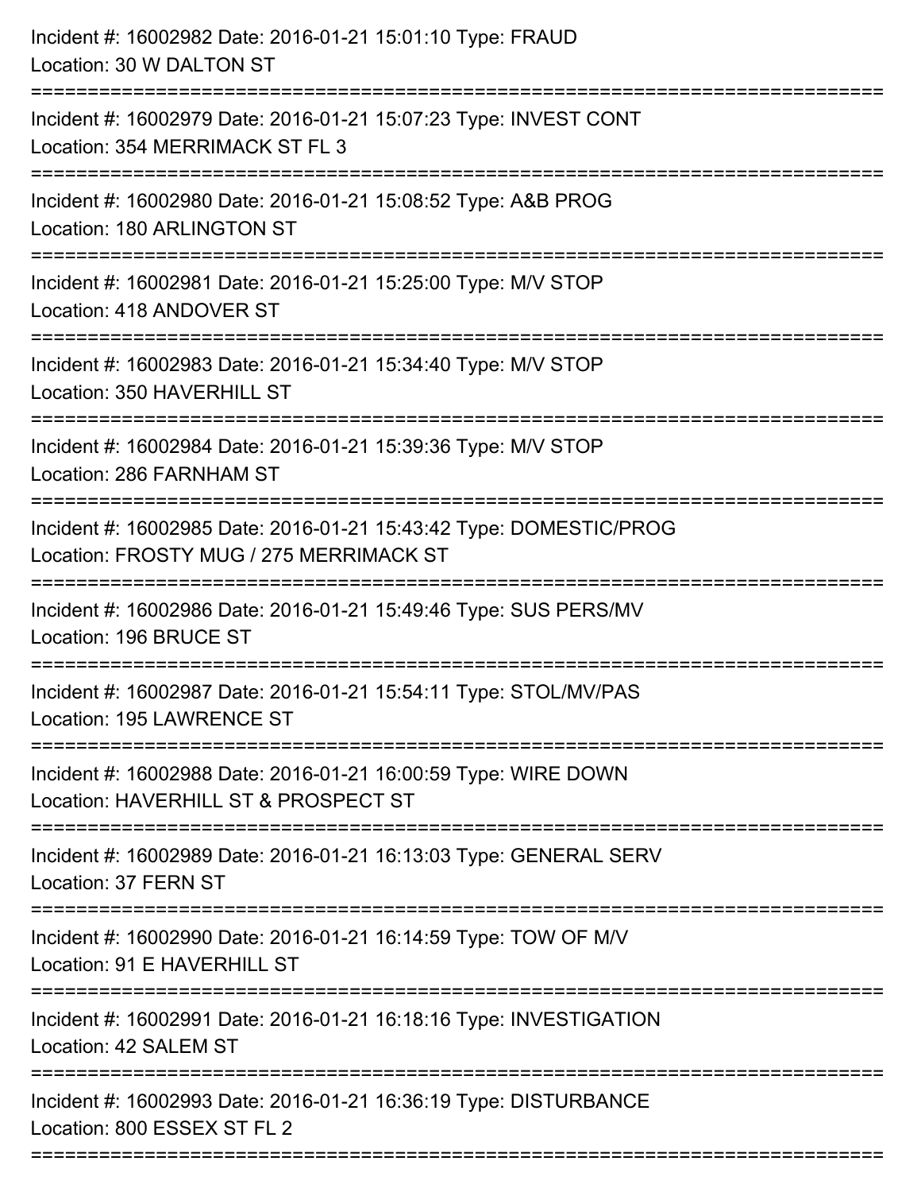Incident #: 16002982 Date: 2016-01-21 15:01:10 Type: FRAUD
Location: 30 W DALTON ST

===========================================================================

Incident #: 16002979 Date: 2016-01-21 15:07:23 Type: INVEST CONT
Location: 354 MERRIMACK ST FL 3

===========================================================================

Incident #: 16002980 Date: 2016-01-21 15:08:52 Type: A&B PROG
Location: 180 ARLINGTON ST

===========================================================================

Incident #: 16002981 Date: 2016-01-21 15:25:00 Type: M/V STOP
Location: 418 ANDOVER ST

===========================================================================

Incident #: 16002983 Date: 2016-01-21 15:34:40 Type: M/V STOP
Location: 350 HAVERHILL ST

===========================================================================

Incident #: 16002984 Date: 2016-01-21 15:39:36 Type: M/V STOP
Location: 286 FARNHAM ST

===========================================================================

Incident #: 16002985 Date: 2016-01-21 15:43:42 Type: DOMESTIC/PROG
Location: FROSTY MUG / 275 MERRIMACK ST

===========================================================================

Incident #: 16002986 Date: 2016-01-21 15:49:46 Type: SUS PERS/MV
Location: 196 BRUCE ST

===========================================================================

Incident #: 16002987 Date: 2016-01-21 15:54:11 Type: STOL/MV/PAS
Location: 195 LAWRENCE ST

===========================================================================

Incident #: 16002988 Date: 2016-01-21 16:00:59 Type: WIRE DOWN
Location: HAVERHILL ST & PROSPECT ST

===========================================================================

Incident #: 16002989 Date: 2016-01-21 16:13:03 Type: GENERAL SERV
Location: 37 FERN ST

===========================================================================

Incident #: 16002990 Date: 2016-01-21 16:14:59 Type: TOW OF M/V
Location: 91 E HAVERHILL ST

===========================================================================

Incident #: 16002991 Date: 2016-01-21 16:18:16 Type: INVESTIGATION
Location: 42 SALEM ST

===========================================================================

Incident #: 16002993 Date: 2016-01-21 16:36:19 Type: DISTURBANCE
Location: 800 ESSEX ST FL 2

===========================================================================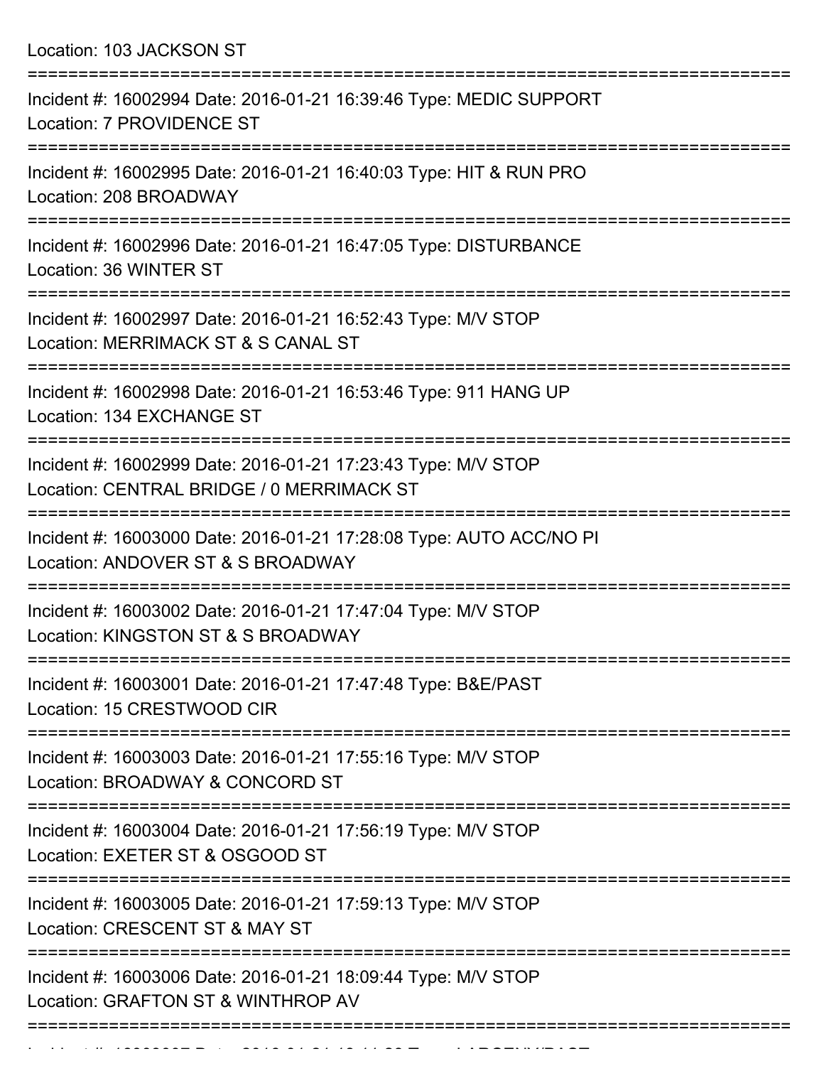Location: 103 JACKSON ST

===========================================================================

Incident #: 16002994 Date: 2016-01-21 16:39:46 Type: MEDIC SUPPORT
Location: 7 PROVIDENCE ST

===========================================================================

Incident #: 16002995 Date: 2016-01-21 16:40:03 Type: HIT & RUN PRO
Location: 208 BROADWAY

===========================================================================

Incident #: 16002996 Date: 2016-01-21 16:47:05 Type: DISTURBANCE
Location: 36 WINTER ST

===========================================================================

Incident #: 16002997 Date: 2016-01-21 16:52:43 Type: M/V STOP
Location: MERRIMACK ST & S CANAL ST

===========================================================================

Incident #: 16002998 Date: 2016-01-21 16:53:46 Type: 911 HANG UP
Location: 134 EXCHANGE ST

===========================================================================

Incident #: 16002999 Date: 2016-01-21 17:23:43 Type: M/V STOP
Location: CENTRAL BRIDGE / 0 MERRIMACK ST

===========================================================================

Incident #: 16003000 Date: 2016-01-21 17:28:08 Type: AUTO ACC/NO PI
Location: ANDOVER ST & S BROADWAY

===========================================================================

Incident #: 16003002 Date: 2016-01-21 17:47:04 Type: M/V STOP
Location: KINGSTON ST & S BROADWAY

===========================================================================

Incident #: 16003001 Date: 2016-01-21 17:47:48 Type: B&E/PAST
Location: 15 CRESTWOOD CIR

===========================================================================

Incident #: 16003003 Date: 2016-01-21 17:55:16 Type: M/V STOP
Location: BROADWAY & CONCORD ST

===========================================================================

Incident #: 16003004 Date: 2016-01-21 17:56:19 Type: M/V STOP
Location: EXETER ST & OSGOOD ST

===========================================================================

Incident #: 16003005 Date: 2016-01-21 17:59:13 Type: M/V STOP
Location: CRESCENT ST & MAY ST

===========================================================================

Incident #: 16003006 Date: 2016-01-21 18:09:44 Type: M/V STOP
Location: GRAFTON ST & WINTHROP AV

===========================================================================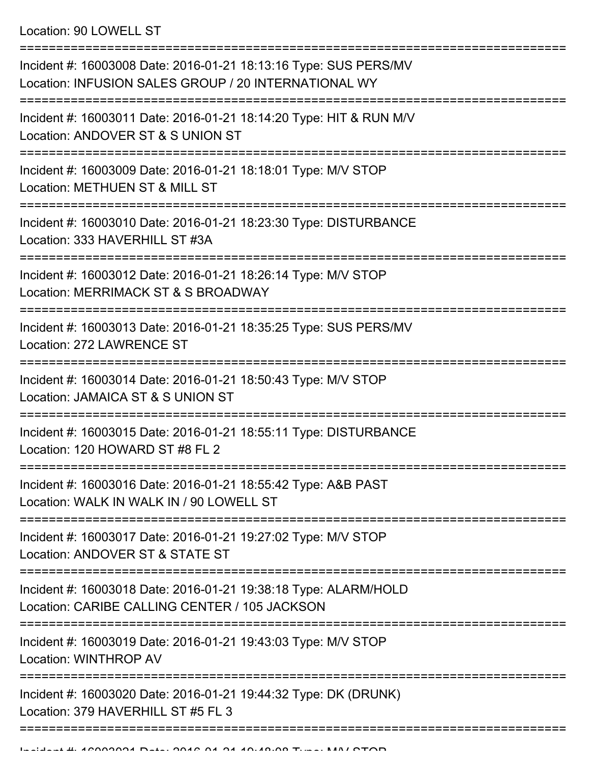Location: 90 LOWELL ST

===========================================================================

Incident #: 16003008 Date: 2016-01-21 18:13:16 Type: SUS PERS/MV
Location: INFUSION SALES GROUP / 20 INTERNATIONAL WY

===========================================================================

Incident #: 16003011 Date: 2016-01-21 18:14:20 Type: HIT & RUN M/V
Location: ANDOVER ST & S UNION ST

===========================================================================

Incident #: 16003009 Date: 2016-01-21 18:18:01 Type: M/V STOP
Location: METHUEN ST & MILL ST

===========================================================================

Incident #: 16003010 Date: 2016-01-21 18:23:30 Type: DISTURBANCE
Location: 333 HAVERHILL ST #3A

===========================================================================

Incident #: 16003012 Date: 2016-01-21 18:26:14 Type: M/V STOP
Location: MERRIMACK ST & S BROADWAY

===========================================================================

Incident #: 16003013 Date: 2016-01-21 18:35:25 Type: SUS PERS/MV
Location: 272 LAWRENCE ST

===========================================================================

Incident #: 16003014 Date: 2016-01-21 18:50:43 Type: M/V STOP
Location: JAMAICA ST & S UNION ST

===========================================================================

Incident #: 16003015 Date: 2016-01-21 18:55:11 Type: DISTURBANCE
Location: 120 HOWARD ST #8 FL 2

===========================================================================

Incident #: 16003016 Date: 2016-01-21 18:55:42 Type: A&B PAST
Location: WALK IN WALK IN / 90 LOWELL ST

===========================================================================

Incident #: 16003017 Date: 2016-01-21 19:27:02 Type: M/V STOP
Location: ANDOVER ST & STATE ST

===========================================================================

Incident #: 16003018 Date: 2016-01-21 19:38:18 Type: ALARM/HOLD
Location: CARIBE CALLING CENTER / 105 JACKSON

===========================================================================

Incident #: 16003019 Date: 2016-01-21 19:43:03 Type: M/V STOP
Location: WINTHROP AV

===========================================================================

Incident #: 16003020 Date: 2016-01-21 19:44:32 Type: DK (DRUNK)
Location: 379 HAVERHILL ST #5 FL 3

===========================================================================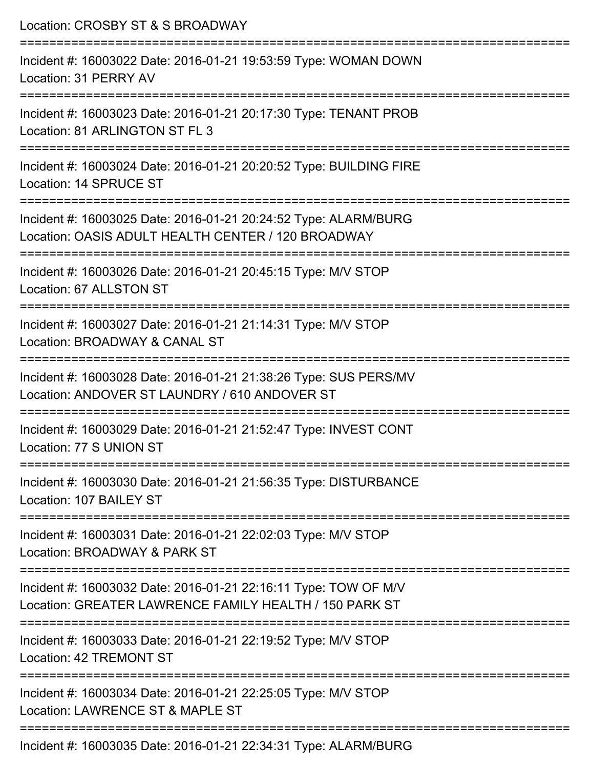Location: CROSBY ST & S BROADWAY

===========================================================================

Incident #: 16003022 Date: 2016-01-21 19:53:59 Type: WOMAN DOWN
Location: 31 PERRY AV

===========================================================================

Incident #: 16003023 Date: 2016-01-21 20:17:30 Type: TENANT PROB
Location: 81 ARLINGTON ST FL 3

===========================================================================

Incident #: 16003024 Date: 2016-01-21 20:20:52 Type: BUILDING FIRE
Location: 14 SPRUCE ST

===========================================================================

Incident #: 16003025 Date: 2016-01-21 20:24:52 Type: ALARM/BURG
Location: OASIS ADULT HEALTH CENTER / 120 BROADWAY

===========================================================================

Incident #: 16003026 Date: 2016-01-21 20:45:15 Type: M/V STOP
Location: 67 ALLSTON ST

===========================================================================

Incident #: 16003027 Date: 2016-01-21 21:14:31 Type: M/V STOP
Location: BROADWAY & CANAL ST

===========================================================================

Incident #: 16003028 Date: 2016-01-21 21:38:26 Type: SUS PERS/MV
Location: ANDOVER ST LAUNDRY / 610 ANDOVER ST

===========================================================================

Incident #: 16003029 Date: 2016-01-21 21:52:47 Type: INVEST CONT
Location: 77 S UNION ST

===========================================================================

Incident #: 16003030 Date: 2016-01-21 21:56:35 Type: DISTURBANCE
Location: 107 BAILEY ST

===========================================================================

Incident #: 16003031 Date: 2016-01-21 22:02:03 Type: M/V STOP
Location: BROADWAY & PARK ST

===========================================================================

Incident #: 16003032 Date: 2016-01-21 22:16:11 Type: TOW OF M/V
Location: GREATER LAWRENCE FAMILY HEALTH / 150 PARK ST

===========================================================================

Incident #: 16003033 Date: 2016-01-21 22:19:52 Type: M/V STOP
Location: 42 TREMONT ST

===========================================================================

Incident #: 16003034 Date: 2016-01-21 22:25:05 Type: M/V STOP
Location: LAWRENCE ST & MAPLE ST

===========================================================================

Incident #: 16003035 Date: 2016-01-21 22:34:31 Type: ALARM/BURG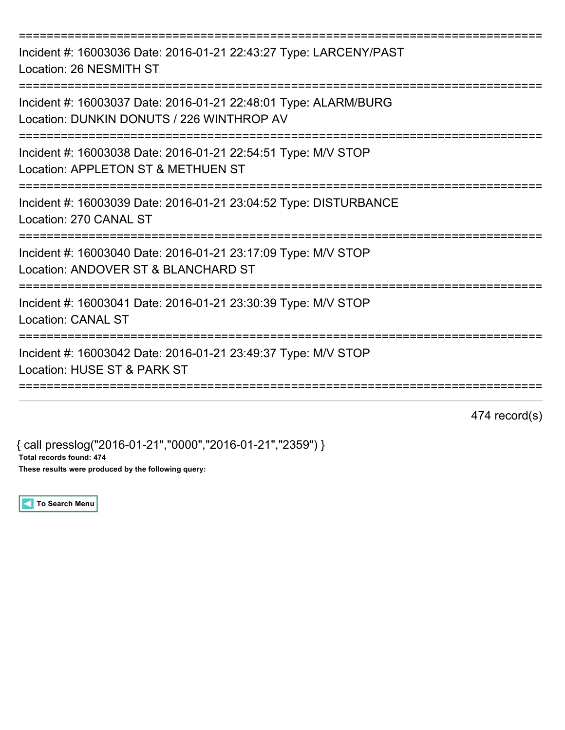===========================================================================

Incident #: 16003036 Date: 2016-01-21 22:43:27 Type: LARCENY/PAST

Location: 26 NESMITH ST

===========================================================================

Incident #: 16003037 Date: 2016-01-21 22:48:01 Type: ALARM/BURG

Location: DUNKIN DONUTS / 226 WINTHROP AV

===========================================================================

Incident #: 16003038 Date: 2016-01-21 22:54:51 Type: M/V STOP

Location: APPLETON ST & METHUEN ST

===========================================================================

Incident #: 16003039 Date: 2016-01-21 23:04:52 Type: DISTURBANCE

Location: 270 CANAL ST

===========================================================================

Incident #: 16003040 Date: 2016-01-21 23:17:09 Type: M/V STOP

Location: ANDOVER ST & BLANCHARD ST

===========================================================================

Incident #: 16003041 Date: 2016-01-21 23:30:39 Type: M/V STOP

Location: CANAL ST

===========================================================================

Incident #: 16003042 Date: 2016-01-21 23:49:37 Type: M/V STOP

Location: HUSE ST & PARK ST

===========================================================================

474 record(s)

{ call presslog("2016-01-21","0000","2016-01-21","2359") }

**Total records found: 474**

**These results were produced by the following query:**

To Search Menu